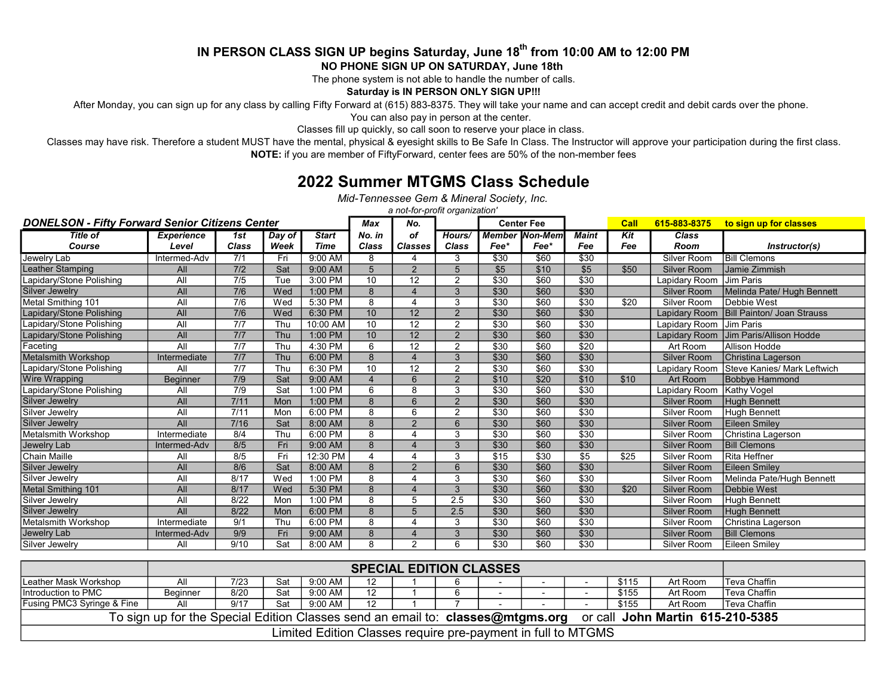**IN PERSON CLASS SIGN UP begins Saturday, June 18th from 10:00 AM to 12:00 PM**

**NO PHONE SIGN UP ON SATURDAY, June 18th**

The phone system is not able to handle the number of calls.

**Saturday is IN PERSON ONLY SIGN UP!!!**

After Monday, you can sign up for any class by calling Fifty Forward at (615) 883-8375. They will take your name and can accept credit and debit cards over the phone.

You can also pay in person at the center.

Classes fill up quickly, so call soon to reserve your place in class.

Classes may have risk. Therefore a student MUST have the mental, physical & eyesight skills to Be Safe In Class. The Instructor will approve your participation during the first class.

**NOTE:** if you are member of FiftyForward, center fees are 50% of the non-member fees

# 2022 Summer MTGMS Class Schedule

*Mid-Tennessee Gem & Mineral Society, Inc.*

*a not-for-profit organization'*

***DONELSON - Fifty Forward Senior Citizens Center*** — **Call 615-883-8375 to sign up for classes**

| Title of Course | Experience Level | 1st Class | Day of Week | Start Time | Max No. in Class | No. of Classes | Hours/ Class | Center Fee Member Fee* | Center Fee Non-Mem Fee* | Maint Fee | Kit Fee | Class Room | Instructor(s) |
|---|---|---|---|---|---|---|---|---|---|---|---|---|---|
| Jewelry Lab | Intermed-Adv | 7/1 | Fri | 9:00 AM | 8 | 4 | 3 | $30 | $60 | $30 | | Silver Room | Bill Clemons |
| Leather Stamping | All | 7/2 | Sat | 9:00 AM | 5 | 2 | 5 | $5 | $10 | $5 | $50 | Silver Room | Jamie Zimmish |
| Lapidary/Stone Polishing | All | 7/5 | Tue | 3:00 PM | 10 | 12 | 2 | $30 | $60 | $30 | | Lapidary Room | Jim Paris |
| Silver Jewelry | All | 7/6 | Wed | 1:00 PM | 8 | 4 | 3 | $30 | $60 | $30 | | Silver Room | Melinda Pate/ Hugh Bennett |
| Metal Smithing 101 | All | 7/6 | Wed | 5:30 PM | 8 | 4 | 3 | $30 | $60 | $30 | $20 | Silver Room | Debbie West |
| Lapidary/Stone Polishing | All | 7/6 | Wed | 6:30 PM | 10 | 12 | 2 | $30 | $60 | $30 | | Lapidary Room | Bill Painton/ Joan Strauss |
| Lapidary/Stone Polishing | All | 7/7 | Thu | 10:00 AM | 10 | 12 | 2 | $30 | $60 | $30 | | Lapidary Room | Jim Paris |
| Lapidary/Stone Polishing | All | 7/7 | Thu | 1:00 PM | 10 | 12 | 2 | $30 | $60 | $30 | | Lapidary Room | Jim Paris/Allison Hodde |
| Faceting | All | 7/7 | Thu | 4:30 PM | 6 | 12 | 2 | $30 | $60 | $20 | | Art Room | Allison Hodde |
| Metalsmith Workshop | Intermediate | 7/7 | Thu | 6:00 PM | 8 | 4 | 3 | $30 | $60 | $30 | | Silver Room | Christina Lagerson |
| Lapidary/Stone Polishing | All | 7/7 | Thu | 6:30 PM | 10 | 12 | 2 | $30 | $60 | $30 | | Lapidary Room | Steve Kanies/ Mark Leftwich |
| Wire Wrapping | Beginner | 7/9 | Sat | 9:00 AM | 4 | 6 | 2 | $10 | $20 | $10 | $10 | Art Room | Bobbye Hammond |
| Lapidary/Stone Polishing | All | 7/9 | Sat | 1:00 PM | 6 | 8 | 3 | $30 | $60 | $30 | | Lapidary Room | Kathy Vogel |
| Silver Jewelry | All | 7/11 | Mon | 1:00 PM | 8 | 6 | 2 | $30 | $60 | $30 | | Silver Room | Hugh Bennett |
| Silver Jewelry | All | 7/11 | Mon | 6:00 PM | 8 | 6 | 2 | $30 | $60 | $30 | | Silver Room | Hugh Bennett |
| Silver Jewelry | All | 7/16 | Sat | 8:00 AM | 8 | 2 | 6 | $30 | $60 | $30 | | Silver Room | Eileen Smiley |
| Metalsmith Workshop | Intermediate | 8/4 | Thu | 6:00 PM | 8 | 4 | 3 | $30 | $60 | $30 | | Silver Room | Christina Lagerson |
| Jewelry Lab | Intermed-Adv | 8/5 | Fri | 9:00 AM | 8 | 4 | 3 | $30 | $60 | $30 | | Silver Room | Bill Clemons |
| Chain Maille | All | 8/5 | Fri | 12:30 PM | 4 | 4 | 3 | $15 | $30 | $5 | $25 | Silver Room | Rita Heffner |
| Silver Jewelry | All | 8/6 | Sat | 8:00 AM | 8 | 2 | 6 | $30 | $60 | $30 | | Silver Room | Eileen Smiley |
| Silver Jewelry | All | 8/17 | Wed | 1:00 PM | 8 | 4 | 3 | $30 | $60 | $30 | | Silver Room | Melinda Pate/Hugh Bennett |
| Metal Smithing 101 | All | 8/17 | Wed | 5:30 PM | 8 | 4 | 3 | $30 | $60 | $30 | $20 | Silver Room | Debbie West |
| Silver Jewelry | All | 8/22 | Mon | 1:00 PM | 8 | 5 | 2.5 | $30 | $60 | $30 | | Silver Room | Hugh Bennett |
| Silver Jewelry | All | 8/22 | Mon | 6:00 PM | 8 | 5 | 2.5 | $30 | $60 | $30 | | Silver Room | Hugh Bennett |
| Metalsmith Workshop | Intermediate | 9/1 | Thu | 6:00 PM | 8 | 4 | 3 | $30 | $60 | $30 | | Silver Room | Christina Lagerson |
| Jewelry Lab | Intermed-Adv | 9/9 | Fri | 9:00 AM | 8 | 4 | 3 | $30 | $60 | $30 | | Silver Room | Bill Clemons |
| Silver Jewelry | All | 9/10 | Sat | 8:00 AM | 8 | 2 | 6 | $30 | $60 | $30 | | Silver Room | Eileen Smiley |

## SPECIAL EDITION CLASSES

| Title of Course | Experience Level | 1st Class | Day of Week | Start Time | Max No. in Class | No. of Classes | Hours/ Class | Member Fee* | Non-Mem Fee* | Maint Fee | Kit Fee | Class Room | Instructor(s) |
|---|---|---|---|---|---|---|---|---|---|---|---|---|---|
| Leather Mask Workshop | All | 7/23 | Sat | 9:00 AM | 12 | 1 | 6 | - | - | - | $115 | Art Room | Teva Chaffin |
| Introduction to PMC | Beginner | 8/20 | Sat | 9:00 AM | 12 | 1 | 6 | - | - | - | $155 | Art Room | Teva Chaffin |
| Fusing PMC3 Syringe & Fine | All | 9/17 | Sat | 9:00 AM | 12 | 1 | 7 | - | - | - | $155 | Art Room | Teva Chaffin |

To sign up for the Special Edition Classes send an email to: **classes@mtgms.org** or call **John Martin 615-210-5385**

Limited Edition Classes require pre-payment in full to MTGMS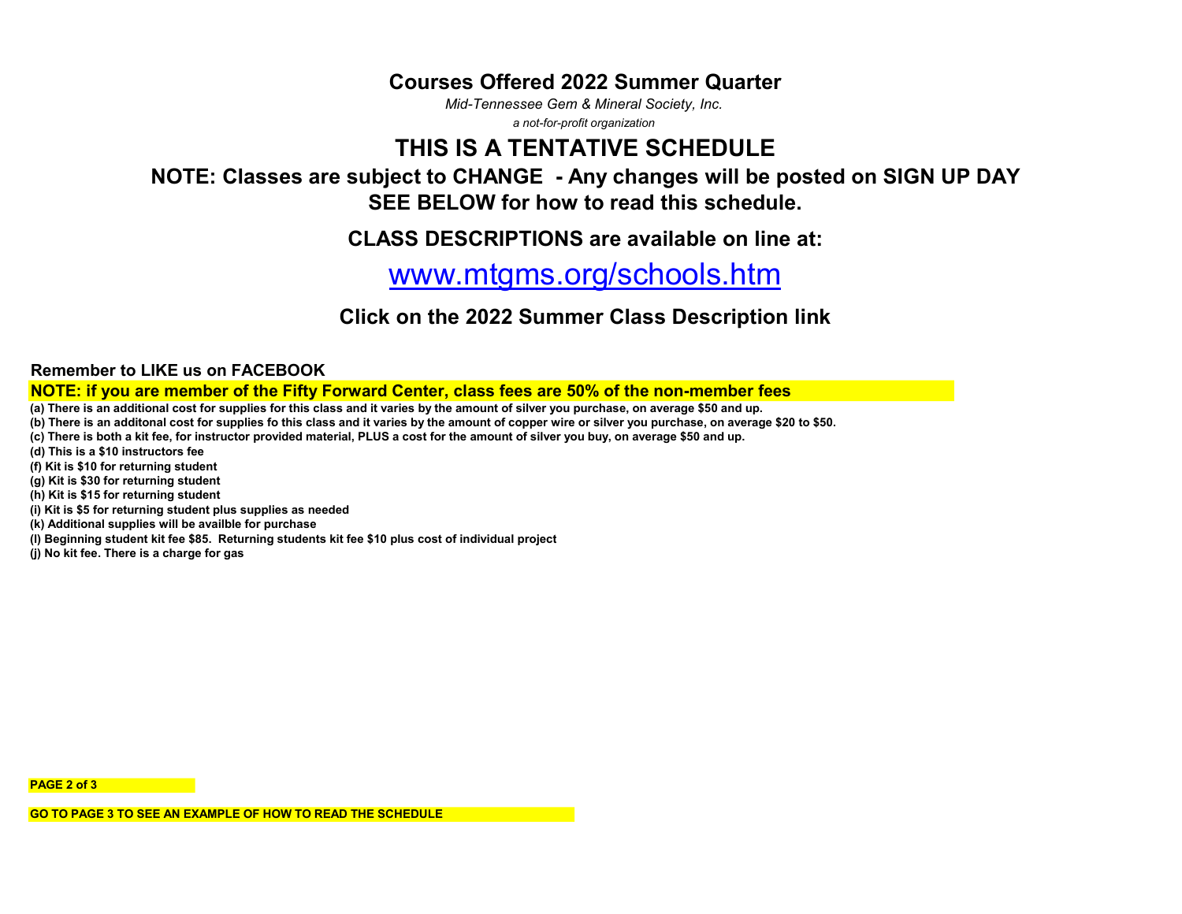# Courses Offered 2022 Summer Quarter

*Mid-Tennessee Gem & Mineral Society, Inc.*

*a not-for-profit organization*

## THIS IS A TENTATIVE SCHEDULE

### NOTE: Classes are subject to CHANGE - Any changes will be posted on SIGN UP DAY
### SEE BELOW for how to read this schedule.

### CLASS DESCRIPTIONS are available on line at:

## www.mtgms.org/schools.htm

### Click on the 2022 Summer Class Description link

**Remember to LIKE us on FACEBOOK**

**NOTE: if you are member of the Fifty Forward Center, class fees are 50% of the non-member fees**

**(a) There is an additional cost for supplies for this class and it varies by the amount of silver you purchase, on average $50 and up.**
**(b) There is an addititonal cost for supplies fo this class and it varies by the amount of copper wire or silver you purchase, on average $20 to $50.**
**(c) There is both a kit fee, for instructor provided material, PLUS a cost for the amount of silver you buy, on average $50 and up.**
**(d) This is a $10 instructors fee**
**(f) Kit is $10 for returning student**
**(g) Kit is $30 for returning student**
**(h) Kit is $15 for returning student**
**(i) Kit is $5 for returning student plus supplies as needed**
**(k) Additional supplies will be availble for purchase**
**(l) Beginning student kit fee $85. Returning students kit fee $10 plus cost of individual project**
**(j) No kit fee. There is a charge for gas**

**GO TO PAGE 3 TO SEE AN EXAMPLE OF HOW TO READ THE SCHEDULE**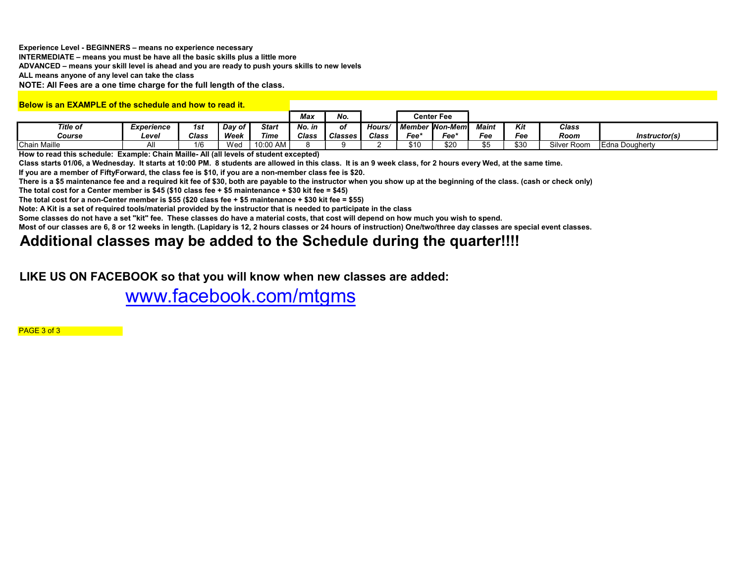**Experience Level - BEGINNERS – means no experience necessary**
**INTERMEDIATE – means you must be have all the basic skills plus a little more**
**ADVANCED – means your skill level is ahead and you are ready to push yours skills to new levels**
**ALL means anyone of any level can take the class**
**NOTE: All Fees are a one time charge for the full length of the class.**

**Below is an EXAMPLE of the schedule and how to read it.**

| | | | | | | | | Center Fee | | | | | |
|---|---|---|---|---|---|---|---|---|---|---|---|---|---|
| ***Title of Course*** | ***Experience Level*** | ***1st Class*** | ***Day of Week*** | ***Start Time*** | ***Max No. in Class*** | ***No. of Classes*** | ***Hours/ Class*** | ***Member Fee**** | ***Non-Mem Fee**** | ***Maint Fee*** | ***Kit Fee*** | ***Class Room*** | ***Instructor(s)*** |
| Chain Maille | All | 1/6 | Wed | 10:00 AM | 8 | 9 | 2 | $10 | $20 | $5 | $30 | Silver Room | Edna Dougherty |

**How to read this schedule: Example: Chain Maille- All (all levels of student excepted)**
**Class starts 01/06, a Wednesday. It starts at 10:00 PM. 8 students are allowed in this class. It is an 9 week class, for 2 hours every Wed, at the same time.**
**If you are a member of FiftyForward, the class fee is $10, if you are a non-member class fee is $20.**
**There is a $5 maintenance fee and a required kit fee of $30, both are payable to the instructor when you show up at the beginning of the class. (cash or check only)**
**The total cost for a Center member is $45 ($10 class fee + $5 maintenance + $30 kit fee = $45)**
**The total cost for a non-Center member is $55 ($20 class fee + $5 maintenance + $30 kit fee = $55)**
**Note: A Kit is a set of required tools/material provided by the instructor that is needed to participate in the class**
**Some classes do not have a set "kit" fee. These classes do have a material costs, that cost will depend on how much you wish to spend.**
**Most of our classes are 6, 8 or 12 weeks in length. (Lapidary is 12, 2 hours classes or 24 hours of instruction) One/two/three day classes are special event classes.**

# Additional classes may be added to the Schedule during the quarter!!!!

## LIKE US ON FACEBOOK so that you will know when new classes are added:

www.facebook.com/mtgms